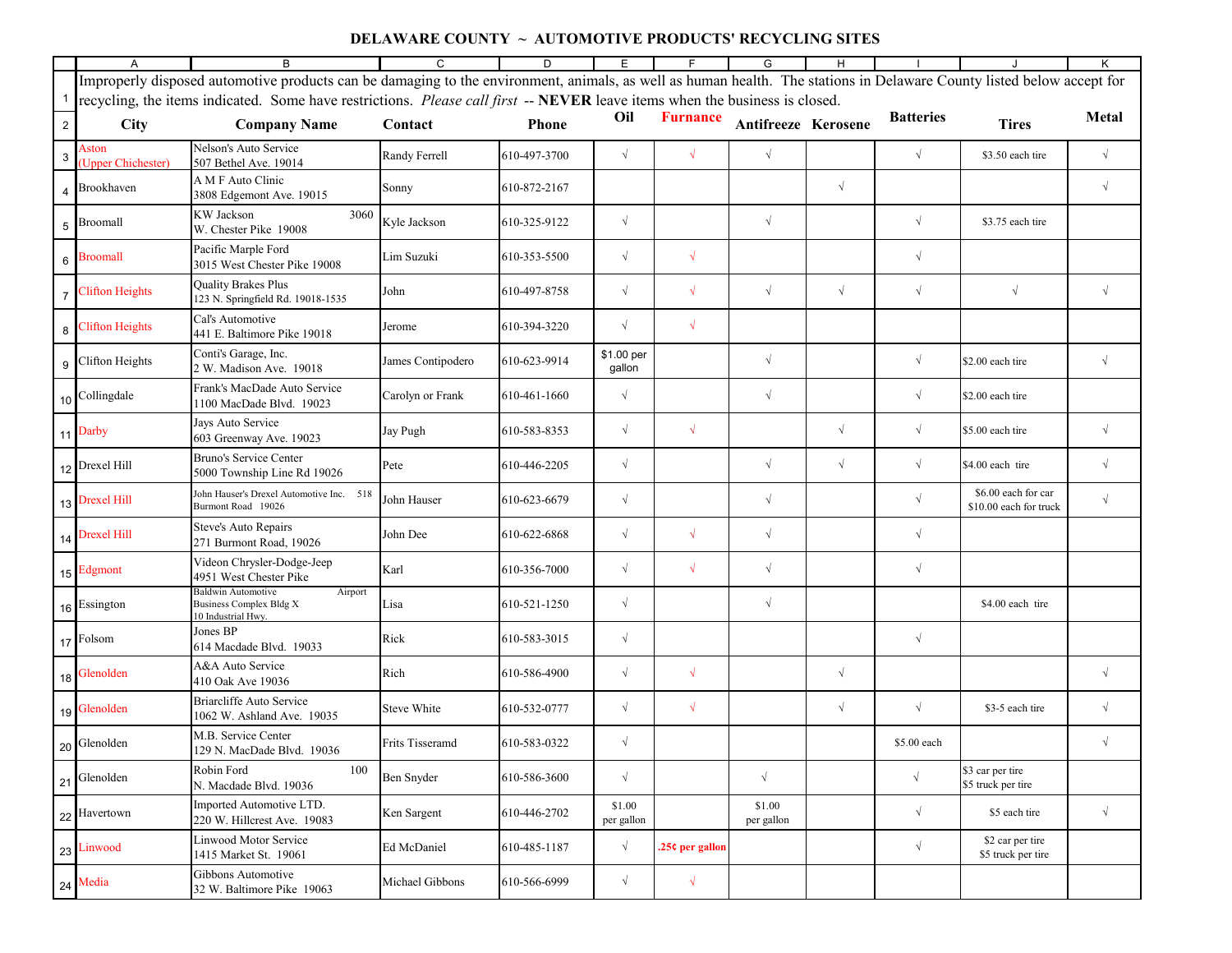# DELAWARE COUNTY ~ AUTOMOTIVE PRODUCTS' RECYCLING SITES

Improperly disposed automotive products can be damaging to the environment, animals, as well as human health. The stations in Delaware County listed below accept for recycling, the items indicated. Some have restrictions. *Please call first* -- **NEVER** leave items when the business is closed.

| City | Company Name | Contact | Phone | Oil | Furnance | Antifreeze | Kerosene | Batteries | Tires | Metal |
|---|---|---|---|---|---|---|---|---|---|---|
| Aston (Upper Chichester) | Nelson's Auto Service 507 Bethel Ave. 19014 | Randy Ferrell | 610-497-3700 | √ | √ | √ | | √ | $3.50 each tire | √ |
| Brookhaven | A M F Auto Clinic 3808 Edgemont Ave. 19015 | Sonny | 610-872-2167 | | | | √ | | | √ |
| Broomall | KW Jackson 3060 W. Chester Pike 19008 | Kyle Jackson | 610-325-9122 | √ | | √ | | √ | $3.75 each tire | |
| Broomall | Pacific Marple Ford 3015 West Chester Pike 19008 | Lim Suzuki | 610-353-5500 | √ | √ | | | √ | | |
| Clifton Heights | Quality Brakes Plus 123 N. Springfield Rd. 19018-1535 | John | 610-497-8758 | √ | √ | √ | √ | √ | √ | √ |
| Clifton Heights | Cal's Automotive 441 E. Baltimore Pike 19018 | Jerome | 610-394-3220 | √ | √ | | | | | |
| Clifton Heights | Conti's Garage, Inc. 2 W. Madison Ave. 19018 | James Contipodero | 610-623-9914 | $1.00 per gallon | | √ | | √ | $2.00 each tire | √ |
| Collingdale | Frank's MacDade Auto Service 1100 MacDade Blvd. 19023 | Carolyn or Frank | 610-461-1660 | √ | | √ | | √ | $2.00 each tire | |
| Darby | Jays Auto Service 603 Greenway Ave. 19023 | Jay Pugh | 610-583-8353 | √ | √ | | √ | √ | $5.00 each tire | √ |
| Drexel Hill | Bruno's Service Center 5000 Township Line Rd 19026 | Pete | 610-446-2205 | √ | | √ | √ | √ | $4.00 each tire | √ |
| Drexel Hill | John Hauser's Drexel Automotive Inc. 518 Burmont Road 19026 | John Hauser | 610-623-6679 | √ | | √ | | √ | $6.00 each for car $10.00 each for truck | √ |
| Drexel Hill | Steve's Auto Repairs 271 Burmont Road, 19026 | John Dee | 610-622-6868 | √ | √ | √ | | √ | | |
| Edgmont | Videon Chrysler-Dodge-Jeep 4951 West Chester Pike | Karl | 610-356-7000 | √ | √ | √ | | √ | | |
| Essington | Baldwin Automotive Airport Business Complex Bldg X 10 Industrial Hwy. | Lisa | 610-521-1250 | √ | | √ | | | $4.00 each tire | |
| Folsom | Jones BP 614 Macdade Blvd. 19033 | Rick | 610-583-3015 | √ | | | | √ | | |
| Glenolden | A&A Auto Service 410 Oak Ave 19036 | Rich | 610-586-4900 | √ | √ | | √ | | | √ |
| Glenolden | Briarcliffe Auto Service 1062 W. Ashland Ave. 19035 | Steve White | 610-532-0777 | √ | √ | | √ | √ | $3-5 each tire | √ |
| Glenolden | M.B. Service Center 129 N. MacDade Blvd. 19036 | Frits Tisseramd | 610-583-0322 | √ | | | | $5.00 each | | √ |
| Glenolden | Robin Ford 100 N. Macdade Blvd. 19036 | Ben Snyder | 610-586-3600 | √ | | √ | | √ | $3 car per tire $5 truck per tire | |
| Havertown | Imported Automotive LTD. 220 W. Hillcrest Ave. 19083 | Ken Sargent | 610-446-2702 | $1.00 per gallon | | $1.00 per gallon | | √ | $5 each tire | √ |
| Linwood | Linwood Motor Service 1415 Market St. 19061 | Ed McDaniel | 610-485-1187 | √ | .25¢ per gallon | | | √ | $2 car per tire $5 truck per tire | |
| Media | Gibbons Automotive 32 W. Baltimore Pike 19063 | Michael Gibbons | 610-566-6999 | √ | √ | | | | | |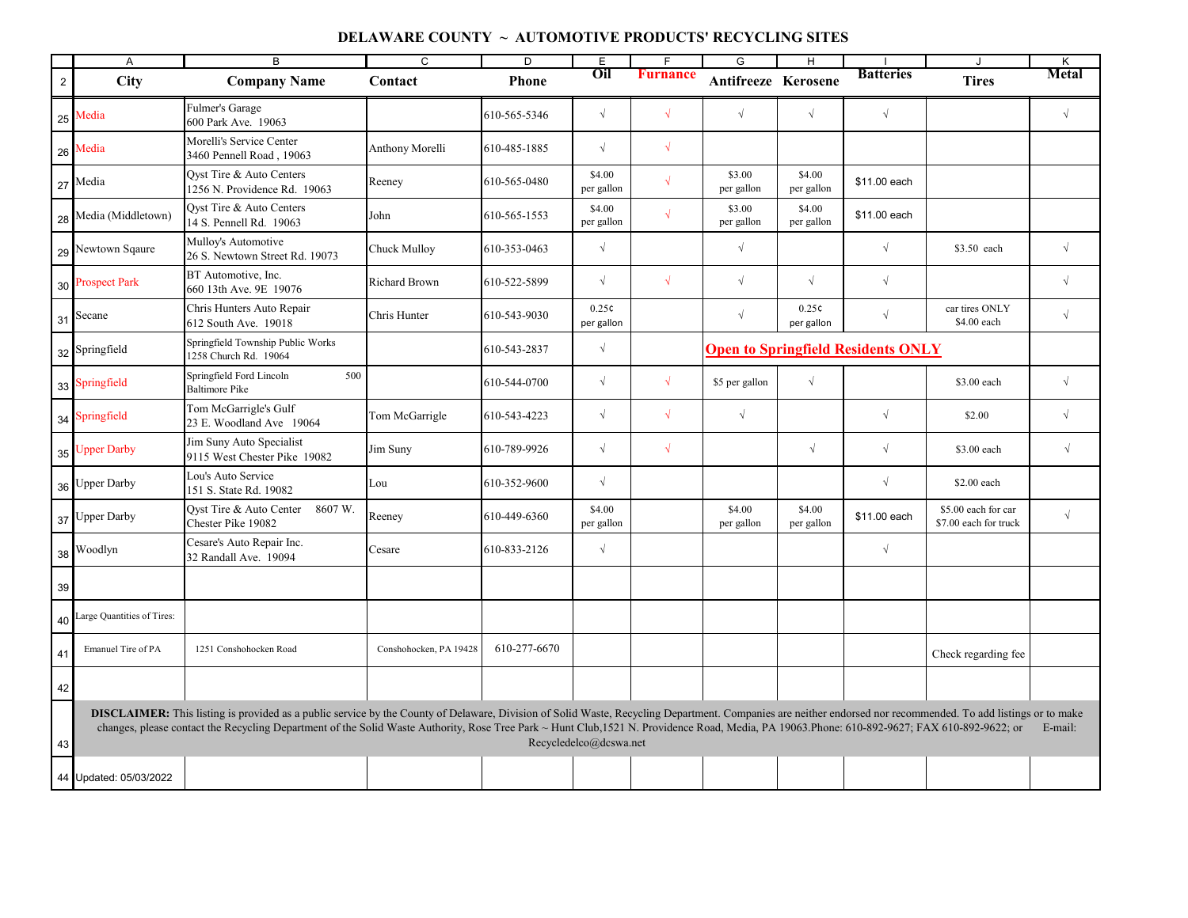# DELAWARE COUNTY ~ AUTOMOTIVE PRODUCTS' RECYCLING SITES

| City | Company Name | Contact | Phone | Oil | Furnance | Antifreeze | Kerosene | Batteries | Tires | Metal |
|---|---|---|---|---|---|---|---|---|---|---|
| Media | Fulmer's Garage 600 Park Ave. 19063 | | 610-565-5346 | √ | √ | √ | √ | √ | | √ |
| Media | Morelli's Service Center 3460 Pennell Road , 19063 | Anthony Morelli | 610-485-1885 | √ | √ | | | | | |
| Media | Qyst Tire & Auto Centers 1256 N. Providence Rd. 19063 | Reeney | 610-565-0480 | $4.00 per gallon | √ | $3.00 per gallon | $4.00 per gallon | $11.00 each | | |
| Media (Middletown) | Qyst Tire & Auto Centers 14 S. Pennell Rd. 19063 | John | 610-565-1553 | $4.00 per gallon | √ | $3.00 per gallon | $4.00 per gallon | $11.00 each | | |
| Newtown Sqaure | Mulloy's Automotive 26 S. Newtown Street Rd. 19073 | Chuck Mulloy | 610-353-0463 | √ | | √ | | √ | $3.50 each | √ |
| Prospect Park | BT Automotive, Inc. 660 13th Ave. 9E 19076 | Richard Brown | 610-522-5899 | √ | √ | √ | √ | √ | | √ |
| Secane | Chris Hunters Auto Repair 612 South Ave. 19018 | Chris Hunter | 610-543-9030 | 0.25¢ per gallon | | √ | 0.25¢ per gallon | √ | car tires ONLY $4.00 each | √ |
| Springfield | Springfield Township Public Works 1258 Church Rd. 19064 | | 610-543-2837 | √ | | **Open to Springfield Residents ONLY** | | | | |
| Springfield | Springfield Ford Lincoln 500 Baltimore Pike | | 610-544-0700 | √ | √ | $5 per gallon | √ | | $3.00 each | √ |
| Springfield | Tom McGarrigle's Gulf 23 E. Woodland Ave 19064 | Tom McGarrigle | 610-543-4223 | √ | √ | √ | | √ | $2.00 | √ |
| Upper Darby | Jim Suny Auto Specialist 9115 West Chester Pike 19082 | Jim Suny | 610-789-9926 | √ | √ | | √ | √ | $3.00 each | √ |
| Upper Darby | Lou's Auto Service 151 S. State Rd. 19082 | Lou | 610-352-9600 | √ | | | | √ | $2.00 each | |
| Upper Darby | Qyst Tire & Auto Center 8607 W. Chester Pike 19082 | Reeney | 610-449-6360 | $4.00 per gallon | | $4.00 per gallon | $4.00 per gallon | $11.00 each | $5.00 each for car $7.00 each for truck | √ |
| Woodlyn | Cesare's Auto Repair Inc. 32 Randall Ave. 19094 | Cesare | 610-833-2126 | √ | | | | √ | | |
| | | | | | | | | | | |
| Large Quantities of Tires: | | | | | | | | | | |
| Emanuel Tire of PA | 1251 Conshohocken Road | Conshohocken, PA 19428 | 610-277-6670 | | | | | | Check regarding fee | |

**DISCLAIMER:** This listing is provided as a public service by the County of Delaware, Division of Solid Waste, Recycling Department. Companies are neither endorsed nor recommended. To add listings or to make changes, please contact the Recycling Department of the Solid Waste Authority, Rose Tree Park ~ Hunt Club,1521 N. Providence Road, Media, PA 19063.Phone: 610-892-9627; FAX 610-892-9622; or E-mail: Recycledelco@dcswa.net

Updated: 05/03/2022